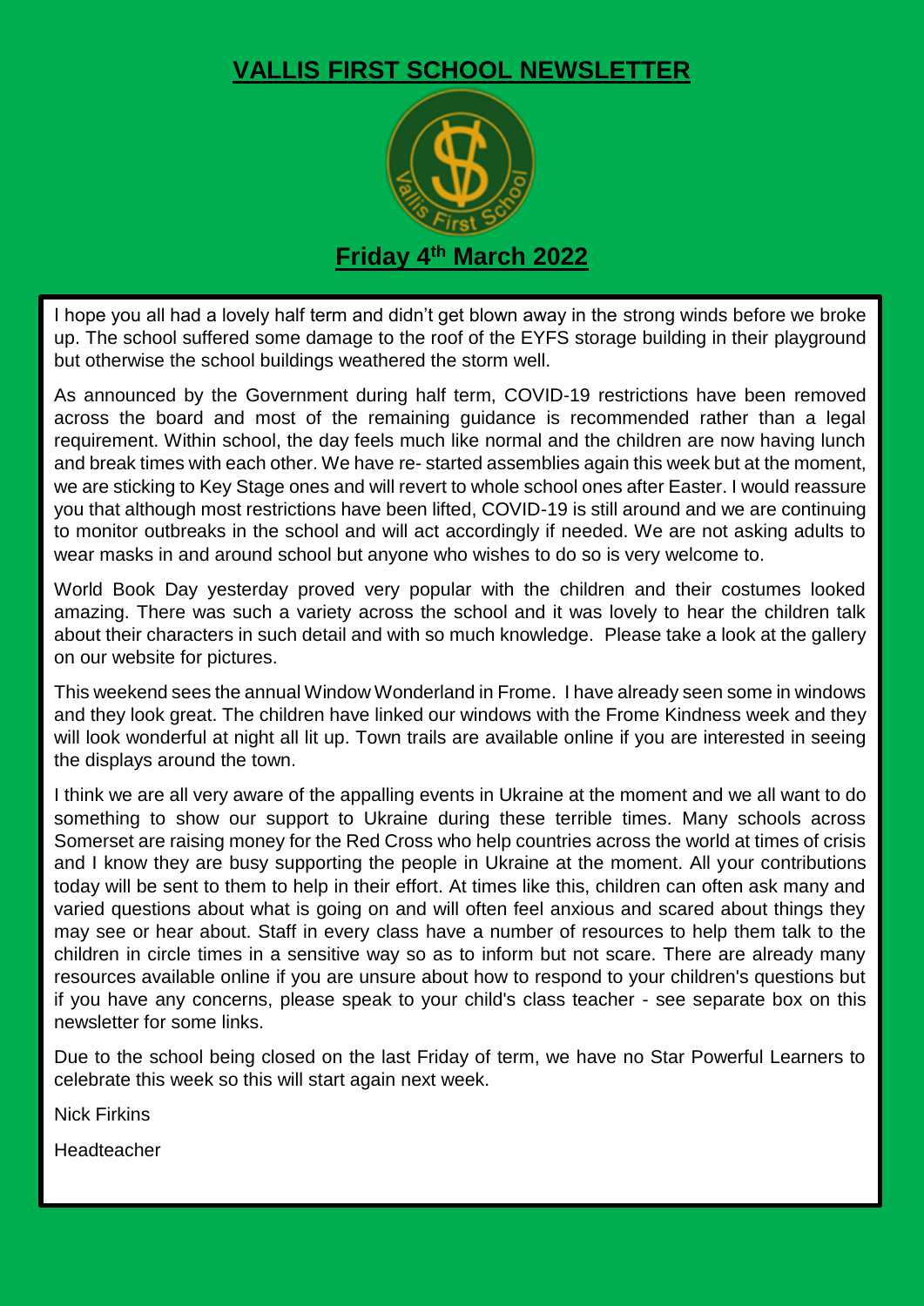# VALLIS FIRST SCHOOL NEWSLETTER

## Friday 4th March 2022

I hope you all had a lovely half term and didn't get blown away in the strong winds before we broke up. The school suffered some damage to the roof of the EYFS storage building in their playground but otherwise the school buildings weathered the storm well.

As announced by the Government during half term, COVID-19 restrictions have been removed across the board and most of the remaining guidance is recommended rather than a legal requirement. Within school, the day feels much like normal and the children are now having lunch and break times with each other. We have re- started assemblies again this week but at the moment, we are sticking to Key Stage ones and will revert to whole school ones after Easter. I would reassure you that although most restrictions have been lifted, COVID-19 is still around and we are continuing to monitor outbreaks in the school and will act accordingly if needed. We are not asking adults to wear masks in and around school but anyone who wishes to do so is very welcome to.

World Book Day yesterday proved very popular with the children and their costumes looked amazing. There was such a variety across the school and it was lovely to hear the children talk about their characters in such detail and with so much knowledge. Please take a look at the gallery on our website for pictures.

This weekend sees the annual Window Wonderland in Frome. I have already seen some in windows and they look great. The children have linked our windows with the Frome Kindness week and they will look wonderful at night all lit up. Town trails are available online if you are interested in seeing the displays around the town.

I think we are all very aware of the appalling events in Ukraine at the moment and we all want to do something to show our support to Ukraine during these terrible times. Many schools across Somerset are raising money for the Red Cross who help countries across the world at times of crisis and I know they are busy supporting the people in Ukraine at the moment. All your contributions today will be sent to them to help in their effort. At times like this, children can often ask many and varied questions about what is going on and will often feel anxious and scared about things they may see or hear about. Staff in every class have a number of resources to help them talk to the children in circle times in a sensitive way so as to inform but not scare. There are already many resources available online if you are unsure about how to respond to your children's questions but if you have any concerns, please speak to your child's class teacher - see separate box on this newsletter for some links.

Due to the school being closed on the last Friday of term, we have no Star Powerful Learners to celebrate this week so this will start again next week.

Nick Firkins

Headteacher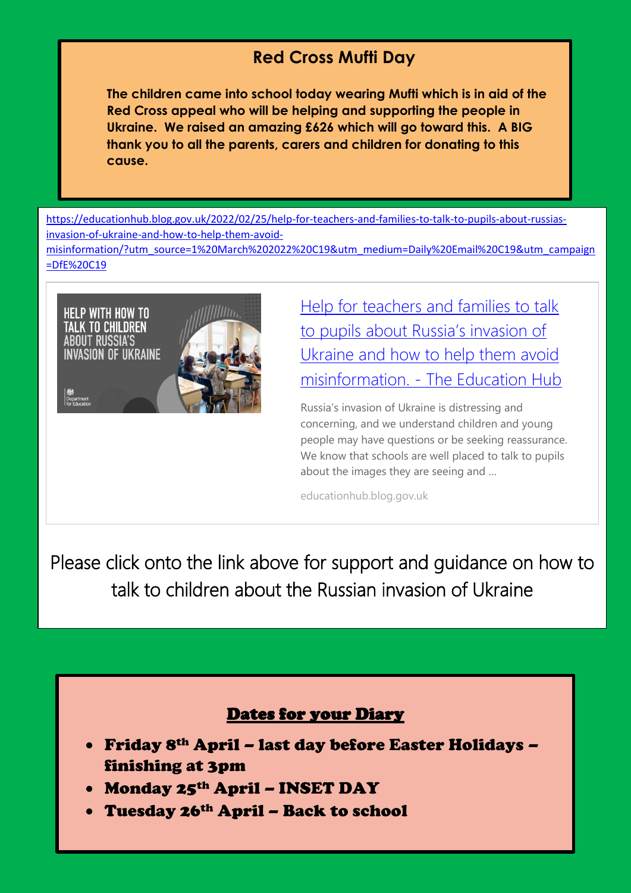## Red Cross Mufti Day

**The children came into school today wearing Mufti which is in aid of the Red Cross appeal who will be helping and supporting the people in Ukraine. We raised an amazing £626 which will go toward this. A BIG thank you to all the parents, carers and children for donating to this cause.**

https://educationhub.blog.gov.uk/2022/02/25/help-for-teachers-and-families-to-talk-to-pupils-about-russias-invasion-of-ukraine-and-how-to-help-them-avoid-misinformation/?utm_source=1%20March%202022%20C19&utm_medium=Daily%20Email%20C19&utm_campaign=DfE%20C19

HELP WITH HOW TO TALK TO CHILDREN ABOUT RUSSIA'S INVASION OF UKRAINE

[Help for teachers and families to talk to pupils about Russia's invasion of Ukraine and how to help them avoid misinformation. - The Education Hub](https://educationhub.blog.gov.uk/2022/02/25/help-for-teachers-and-families-to-talk-to-pupils-about-russias-invasion-of-ukraine-and-how-to-help-them-avoid-misinformation/)

Russia's invasion of Ukraine is distressing and concerning, and we understand children and young people may have questions or be seeking reassurance. We know that schools are well placed to talk to pupils about the images they are seeing and ...

educationhub.blog.gov.uk

Please click onto the link above for support and guidance on how to talk to children about the Russian invasion of Ukraine

## Dates for your Diary

- **Friday 8th April – last day before Easter Holidays – finishing at 3pm**
- **Monday 25th April – INSET DAY**
- **Tuesday 26th April – Back to school**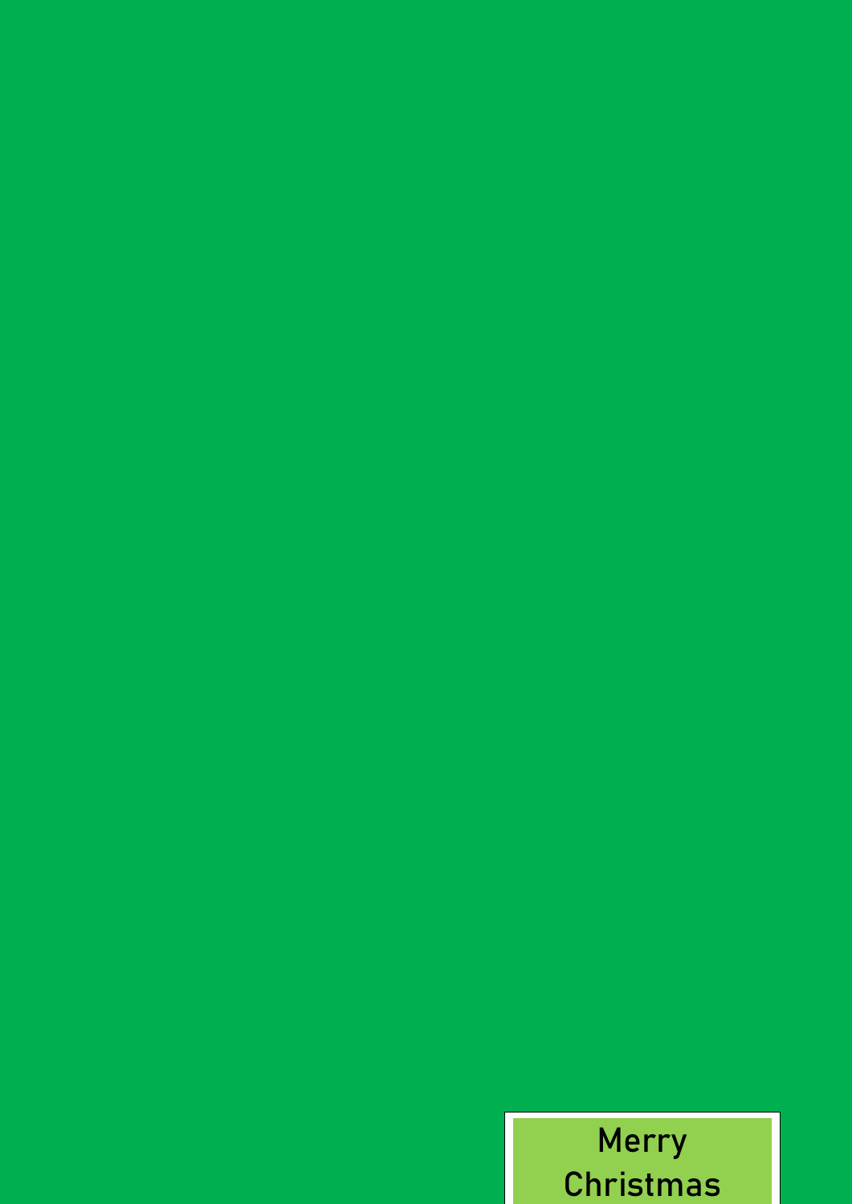Merry
Christmas